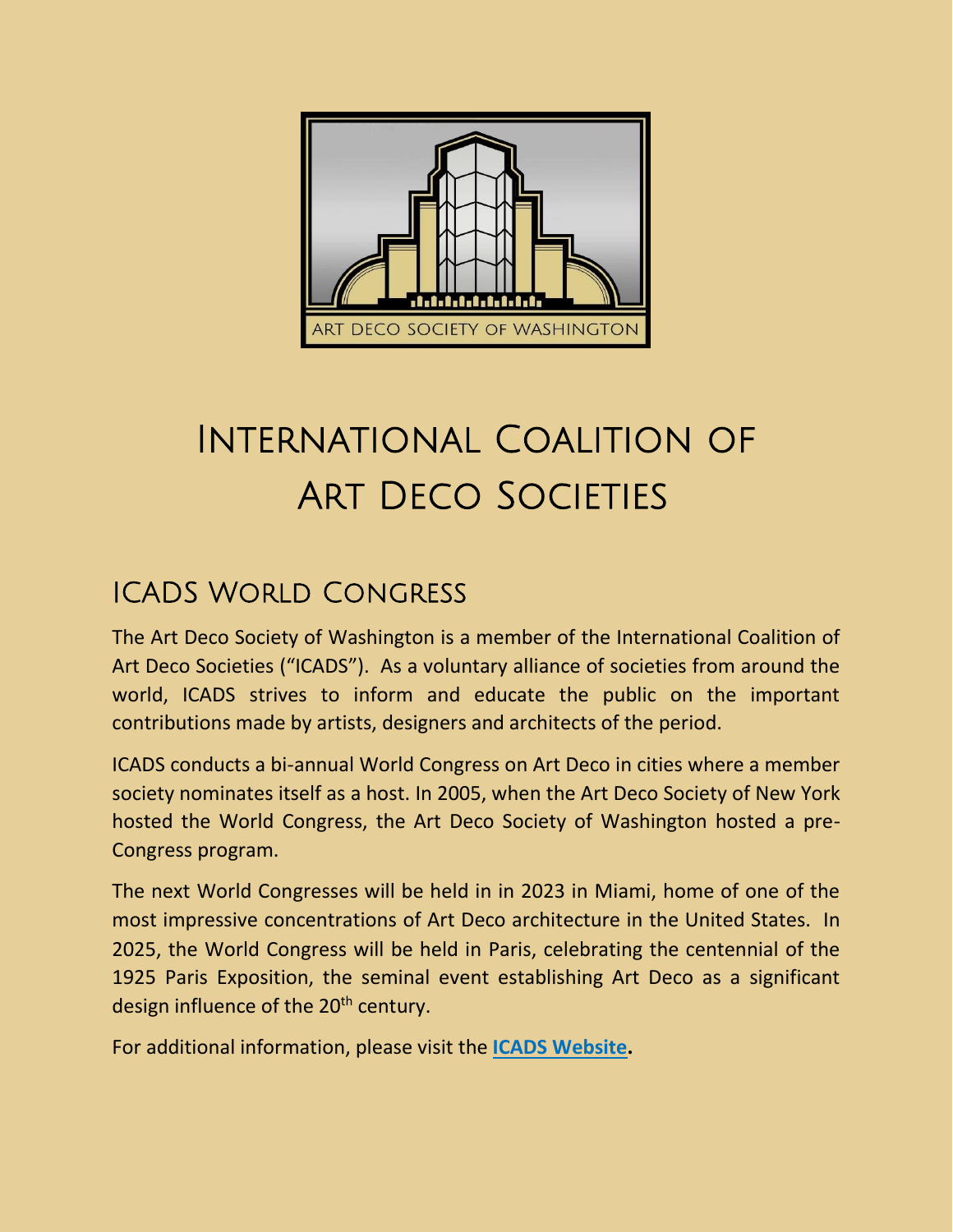ART DECO SOCIETY OF WASHINGTON

# International Coalition of Art Deco Societies

## ICADS World Congress

The Art Deco Society of Washington is a member of the International Coalition of Art Deco Societies ("ICADS"). As a voluntary alliance of societies from around the world, ICADS strives to inform and educate the public on the important contributions made by artists, designers and architects of the period.

ICADS conducts a bi-annual World Congress on Art Deco in cities where a member society nominates itself as a host. In 2005, when the Art Deco Society of New York hosted the World Congress, the Art Deco Society of Washington hosted a pre-Congress program.

The next World Congresses will be held in in 2023 in Miami, home of one of the most impressive concentrations of Art Deco architecture in the United States. In 2025, the World Congress will be held in Paris, celebrating the centennial of the 1925 Paris Exposition, the seminal event establishing Art Deco as a significant design influence of the 20th century.

For additional information, please visit the **ICADS Website.**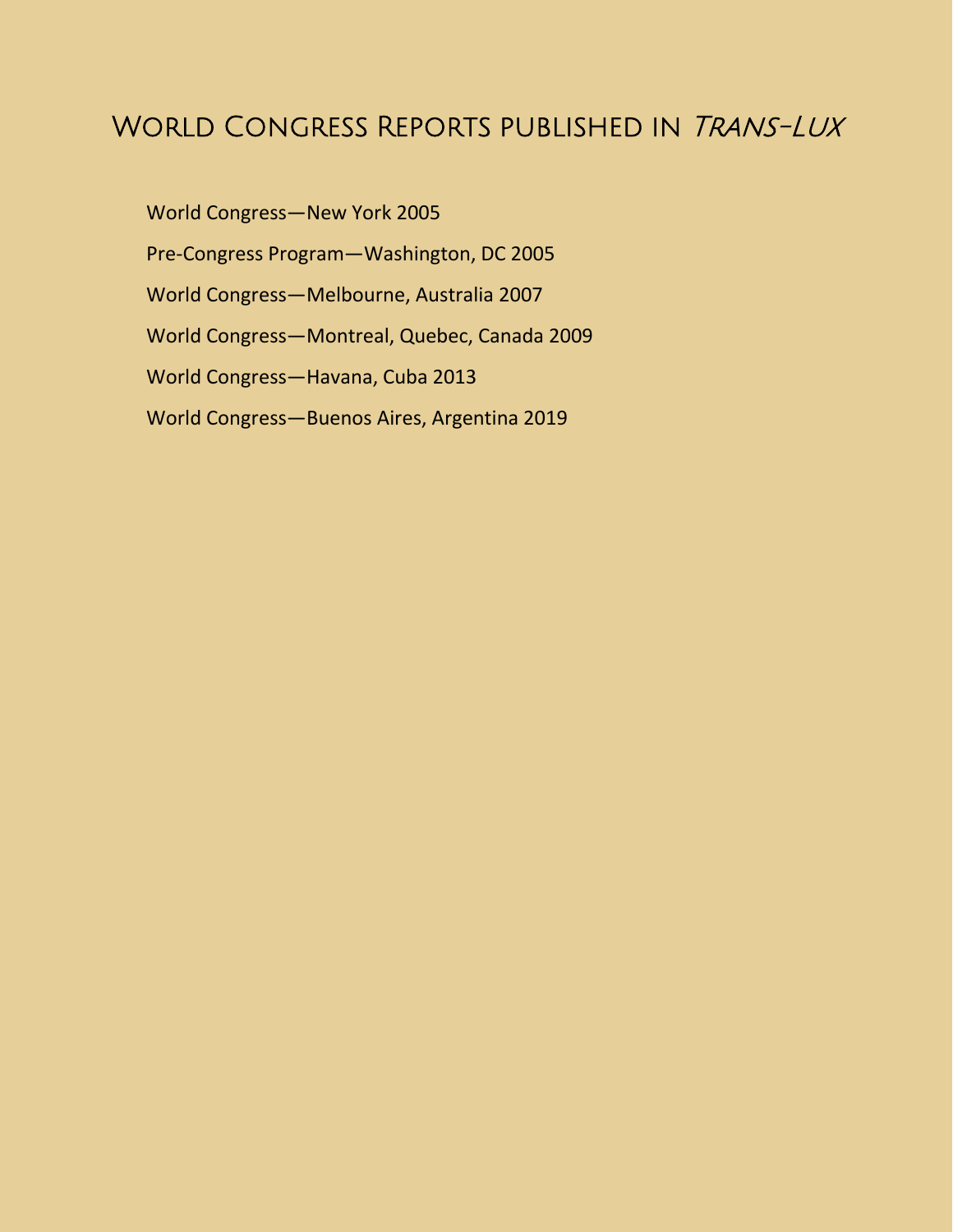# World Congress Reports published in *Trans-Lux*

World Congress—New York 2005

Pre-Congress Program—Washington, DC 2005

World Congress—Melbourne, Australia 2007

World Congress—Montreal, Quebec, Canada 2009

World Congress—Havana, Cuba 2013

World Congress—Buenos Aires, Argentina 2019